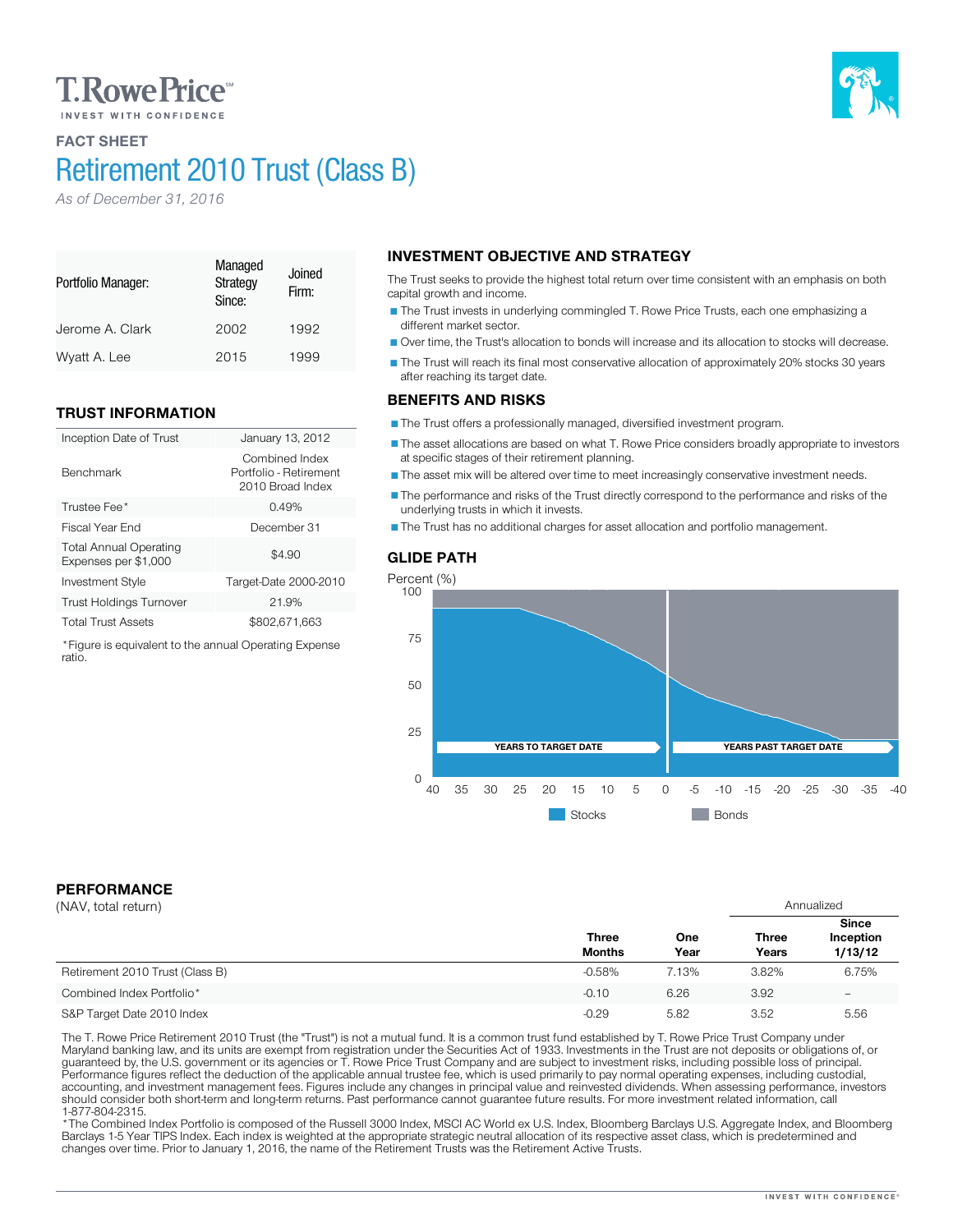T. Rowe Price℠

INVEST WITH CONFIDENCE

## FACT SHEET

# Retirement 2010 Trust (Class B)

*As of December 31, 2016*

| Portfolio Manager: | Managed Strategy Since: | Joined Firm: |
|---|---|---|
| Jerome A. Clark | 2002 | 1992 |
| Wyatt A. Lee | 2015 | 1999 |

## TRUST INFORMATION

| | |
|---|---|
| Inception Date of Trust | January 13, 2012 |
| Benchmark | Combined Index Portfolio - Retirement 2010 Broad Index |
| Trustee Fee* | 0.49% |
| Fiscal Year End | December 31 |
| Total Annual Operating Expenses per $1,000 | $4.90 |
| Investment Style | Target-Date 2000-2010 |
| Trust Holdings Turnover | 21.9% |
| Total Trust Assets | $802,671,663 |

*Figure is equivalent to the annual Operating Expense ratio.

## INVESTMENT OBJECTIVE AND STRATEGY

The Trust seeks to provide the highest total return over time consistent with an emphasis on both capital growth and income.

- The Trust invests in underlying commingled T. Rowe Price Trusts, each one emphasizing a different market sector.
- Over time, the Trust's allocation to bonds will increase and its allocation to stocks will decrease.
- The Trust will reach its final most conservative allocation of approximately 20% stocks 30 years after reaching its target date.

## BENEFITS AND RISKS

- The Trust offers a professionally managed, diversified investment program.
- The asset allocations are based on what T. Rowe Price considers broadly appropriate to investors at specific stages of their retirement planning.
- The asset mix will be altered over time to meet increasingly conservative investment needs.
- The performance and risks of the Trust directly correspond to the performance and risks of the underlying trusts in which it invests.
- The Trust has no additional charges for asset allocation and portfolio management.

## GLIDE PATH

Percent (%)

YEARS TO TARGET DATE — YEARS PAST TARGET DATE

40, 35, 30, 25, 20, 15, 10, 5, 0, -5, -10, -15, -20, -25, -30, -35, -40

Stocks | Bonds

## PERFORMANCE

(NAV, total return)

| | Three Months | One Year | Three Years (Annualized) | Since Inception 1/13/12 (Annualized) |
|---|---|---|---|---|
| Retirement 2010 Trust (Class B) | -0.58% | 7.13% | 3.82% | 6.75% |
| Combined Index Portfolio* | -0.10 | 6.26 | 3.92 | – |
| S&P Target Date 2010 Index | -0.29 | 5.82 | 3.52 | 5.56 |

The T. Rowe Price Retirement 2010 Trust (the "Trust") is not a mutual fund. It is a common trust fund established by T. Rowe Price Trust Company under Maryland banking law, and its units are exempt from registration under the Securities Act of 1933. Investments in the Trust are not deposits or obligations of, or guaranteed by, the U.S. government or its agencies or T. Rowe Price Trust Company and are subject to investment risks, including possible loss of principal. Performance figures reflect the deduction of the applicable annual trustee fee, which is used primarily to pay normal operating expenses, including custodial, accounting, and investment management fees. Figures include any changes in principal value and reinvested dividends. When assessing performance, investors should consider both short-term and long-term returns. Past performance cannot guarantee future results. For more investment related information, call 1-877-804-2315.

*The Combined Index Portfolio is composed of the Russell 3000 Index, MSCI AC World ex U.S. Index, Bloomberg Barclays U.S. Aggregate Index, and Bloomberg Barclays 1-5 Year TIPS Index. Each index is weighted at the appropriate strategic neutral allocation of its respective asset class, which is predetermined and changes over time. Prior to January 1, 2016, the name of the Retirement Trusts was the Retirement Active Trusts.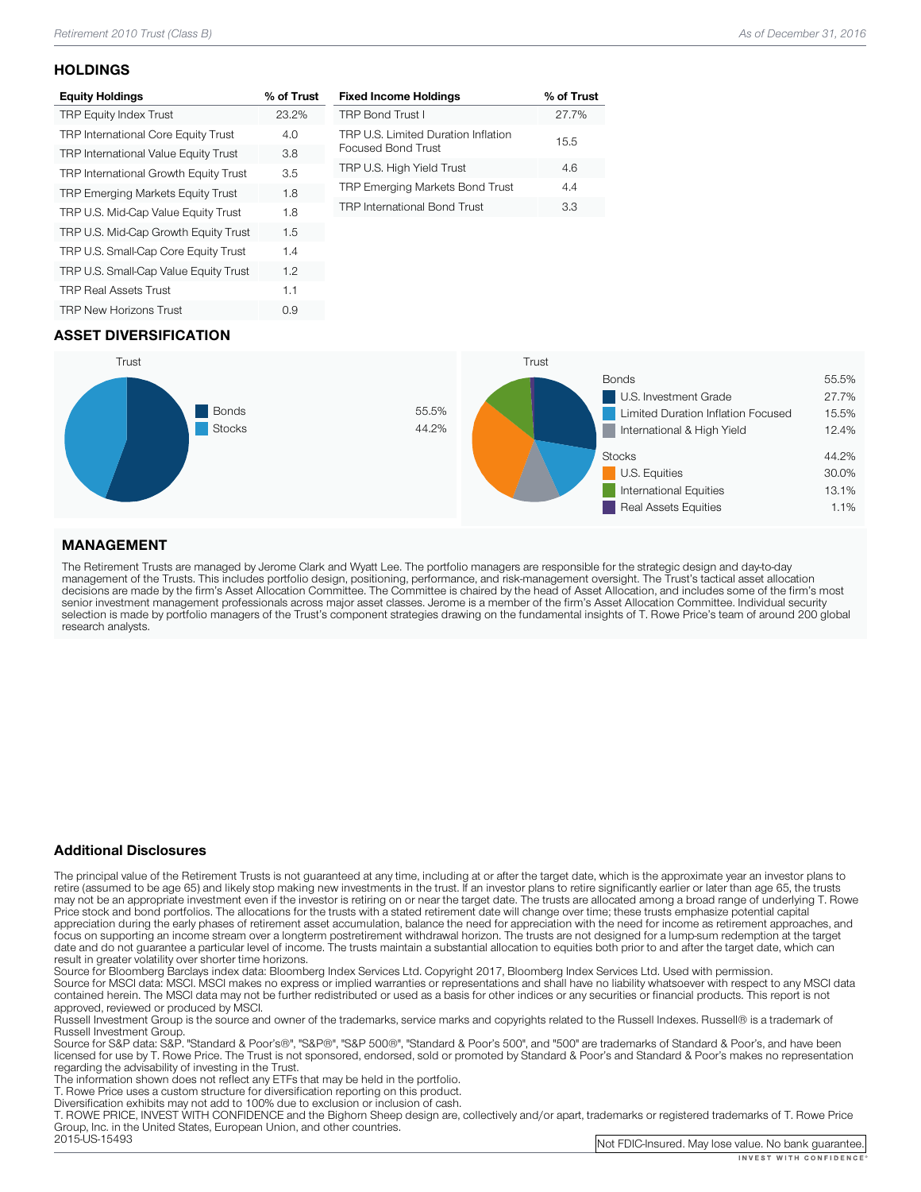## HOLDINGS

| Equity Holdings | % of Trust |
|---|---|
| TRP Equity Index Trust | 23.2% |
| TRP International Core Equity Trust | 4.0 |
| TRP International Value Equity Trust | 3.8 |
| TRP International Growth Equity Trust | 3.5 |
| TRP Emerging Markets Equity Trust | 1.8 |
| TRP U.S. Mid-Cap Value Equity Trust | 1.8 |
| TRP U.S. Mid-Cap Growth Equity Trust | 1.5 |
| TRP U.S. Small-Cap Core Equity Trust | 1.4 |
| TRP U.S. Small-Cap Value Equity Trust | 1.2 |
| TRP Real Assets Trust | 1.1 |
| TRP New Horizons Trust | 0.9 |

| Fixed Income Holdings | % of Trust |
|---|---|
| TRP Bond Trust I | 27.7% |
| TRP U.S. Limited Duration Inflation Focused Bond Trust | 15.5 |
| TRP U.S. High Yield Trust | 4.6 |
| TRP Emerging Markets Bond Trust | 4.4 |
| TRP International Bond Trust | 3.3 |

## ASSET DIVERSIFICATION

Trust

| | |
|---|---|
| Bonds | 55.5% |
| Stocks | 44.2% |

Trust

| | |
|---|---|
| **Bonds** | 55.5% |
| U.S. Investment Grade | 27.7% |
| Limited Duration Inflation Focused | 15.5% |
| International & High Yield | 12.4% |
| **Stocks** | 44.2% |
| U.S. Equities | 30.0% |
| International Equities | 13.1% |
| Real Assets Equities | 1.1% |

## MANAGEMENT

The Retirement Trusts are managed by Jerome Clark and Wyatt Lee. The portfolio managers are responsible for the strategic design and day-to-day management of the Trusts. This includes portfolio design, positioning, performance, and risk-management oversight. The Trust's tactical asset allocation decisions are made by the firm's Asset Allocation Committee. The Committee is chaired by the head of Asset Allocation, and includes some of the firm's most senior investment management professionals across major asset classes. Jerome is a member of the firm's Asset Allocation Committee. Individual security selection is made by portfolio managers of the Trust's component strategies drawing on the fundamental insights of T. Rowe Price's team of around 200 global research analysts.

### Additional Disclosures

The principal value of the Retirement Trusts is not guaranteed at any time, including at or after the target date, which is the approximate year an investor plans to retire (assumed to be age 65) and likely stop making new investments in the trust. If an investor plans to retire significantly earlier or later than age 65, the trusts may not be an appropriate investment even if the investor is retiring on or near the target date. The trusts are allocated among a broad range of underlying T. Rowe Price stock and bond portfolios. The allocations for the trusts with a stated retirement date will change over time; these trusts emphasize potential capital appreciation during the early phases of retirement asset accumulation, balance the need for appreciation with the need for income as retirement approaches, and focus on supporting an income stream over a longterm postretirement withdrawal horizon. The trusts are not designed for a lump-sum redemption at the target date and do not guarantee a particular level of income. The trusts maintain a substantial allocation to equities both prior to and after the target date, which can result in greater volatility over shorter time horizons.
Source for Bloomberg Barclays index data: Bloomberg Index Services Ltd. Copyright 2017, Bloomberg Index Services Ltd. Used with permission.
Source for MSCI data: MSCI. MSCI makes no express or implied warranties or representations and shall have no liability whatsoever with respect to any MSCI data contained herein. The MSCI data may not be further redistributed or used as a basis for other indices or any securities or financial products. This report is not approved, reviewed or produced by MSCI.
Russell Investment Group is the source and owner of the trademarks, service marks and copyrights related to the Russell Indexes. Russell® is a trademark of Russell Investment Group.
Source for S&P data: S&P. "Standard & Poor's®", "S&P®", "S&P 500®", "Standard & Poor's 500", and "500" are trademarks of Standard & Poor's, and have been licensed for use by T. Rowe Price. The Trust is not sponsored, endorsed, sold or promoted by Standard & Poor's and Standard & Poor's makes no representation regarding the advisability of investing in the Trust.
The information shown does not reflect any ETFs that may be held in the portfolio.
T. Rowe Price uses a custom structure for diversification reporting on this product.
Diversification exhibits may not add to 100% due to exclusion or inclusion of cash.
T. ROWE PRICE, INVEST WITH CONFIDENCE and the Bighorn Sheep design are, collectively and/or apart, trademarks or registered trademarks of T. Rowe Price Group, Inc. in the United States, European Union, and other countries.
2015-US-15493

Not FDIC-Insured. May lose value. No bank guarantee.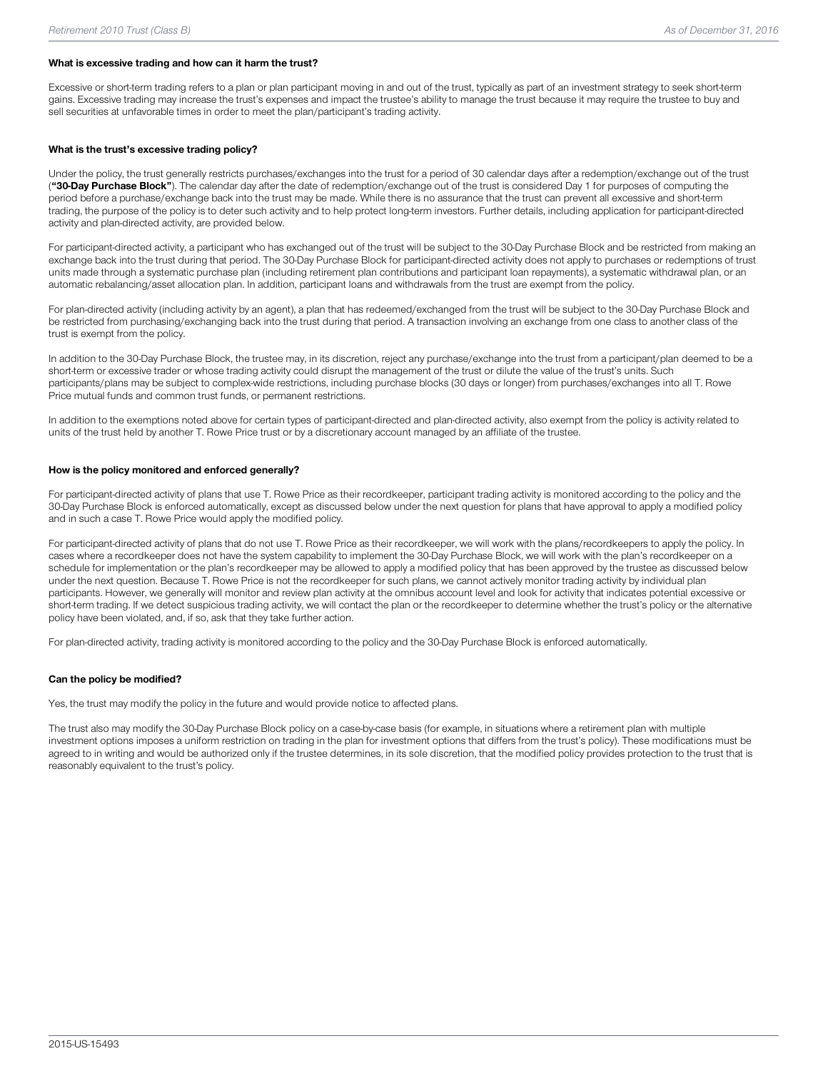#### What is excessive trading and how can it harm the trust?

Excessive or short-term trading refers to a plan or plan participant moving in and out of the trust, typically as part of an investment strategy to seek short-term gains. Excessive trading may increase the trust's expenses and impact the trustee's ability to manage the trust because it may require the trustee to buy and sell securities at unfavorable times in order to meet the plan/participant's trading activity.

#### What is the trust's excessive trading policy?

Under the policy, the trust generally restricts purchases/exchanges into the trust for a period of 30 calendar days after a redemption/exchange out of the trust (**"30-Day Purchase Block"**). The calendar day after the date of redemption/exchange out of the trust is considered Day 1 for purposes of computing the period before a purchase/exchange back into the trust may be made. While there is no assurance that the trust can prevent all excessive and short-term trading, the purpose of the policy is to deter such activity and to help protect long-term investors. Further details, including application for participant-directed activity and plan-directed activity, are provided below.

For participant-directed activity, a participant who has exchanged out of the trust will be subject to the 30-Day Purchase Block and be restricted from making an exchange back into the trust during that period. The 30-Day Purchase Block for participant-directed activity does not apply to purchases or redemptions of trust units made through a systematic purchase plan (including retirement plan contributions and participant loan repayments), a systematic withdrawal plan, or an automatic rebalancing/asset allocation plan. In addition, participant loans and withdrawals from the trust are exempt from the policy.

For plan-directed activity (including activity by an agent), a plan that has redeemed/exchanged from the trust will be subject to the 30-Day Purchase Block and be restricted from purchasing/exchanging back into the trust during that period. A transaction involving an exchange from one class to another class of the trust is exempt from the policy.

In addition to the 30-Day Purchase Block, the trustee may, in its discretion, reject any purchase/exchange into the trust from a participant/plan deemed to be a short-term or excessive trader or whose trading activity could disrupt the management of the trust or dilute the value of the trust's units. Such participants/plans may be subject to complex-wide restrictions, including purchase blocks (30 days or longer) from purchases/exchanges into all T. Rowe Price mutual funds and common trust funds, or permanent restrictions.

In addition to the exemptions noted above for certain types of participant-directed and plan-directed activity, also exempt from the policy is activity related to units of the trust held by another T. Rowe Price trust or by a discretionary account managed by an affiliate of the trustee.

#### How is the policy monitored and enforced generally?

For participant-directed activity of plans that use T. Rowe Price as their recordkeeper, participant trading activity is monitored according to the policy and the 30-Day Purchase Block is enforced automatically, except as discussed below under the next question for plans that have approval to apply a modified policy and in such a case T. Rowe Price would apply the modified policy.

For participant-directed activity of plans that do not use T. Rowe Price as their recordkeeper, we will work with the plans/recordkeepers to apply the policy. In cases where a recordkeeper does not have the system capability to implement the 30-Day Purchase Block, we will work with the plan's recordkeeper on a schedule for implementation or the plan's recordkeeper may be allowed to apply a modified policy that has been approved by the trustee as discussed below under the next question. Because T. Rowe Price is not the recordkeeper for such plans, we cannot actively monitor trading activity by individual plan participants. However, we generally will monitor and review plan activity at the omnibus account level and look for activity that indicates potential excessive or short-term trading. If we detect suspicious trading activity, we will contact the plan or the recordkeeper to determine whether the trust's policy or the alternative policy have been violated, and, if so, ask that they take further action.

For plan-directed activity, trading activity is monitored according to the policy and the 30-Day Purchase Block is enforced automatically.

#### Can the policy be modified?

Yes, the trust may modify the policy in the future and would provide notice to affected plans.

The trust also may modify the 30-Day Purchase Block policy on a case-by-case basis (for example, in situations where a retirement plan with multiple investment options imposes a uniform restriction on trading in the plan for investment options that differs from the trust's policy). These modifications must be agreed to in writing and would be authorized only if the trustee determines, in its sole discretion, that the modified policy provides protection to the trust that is reasonably equivalent to the trust's policy.

2015-US-15493